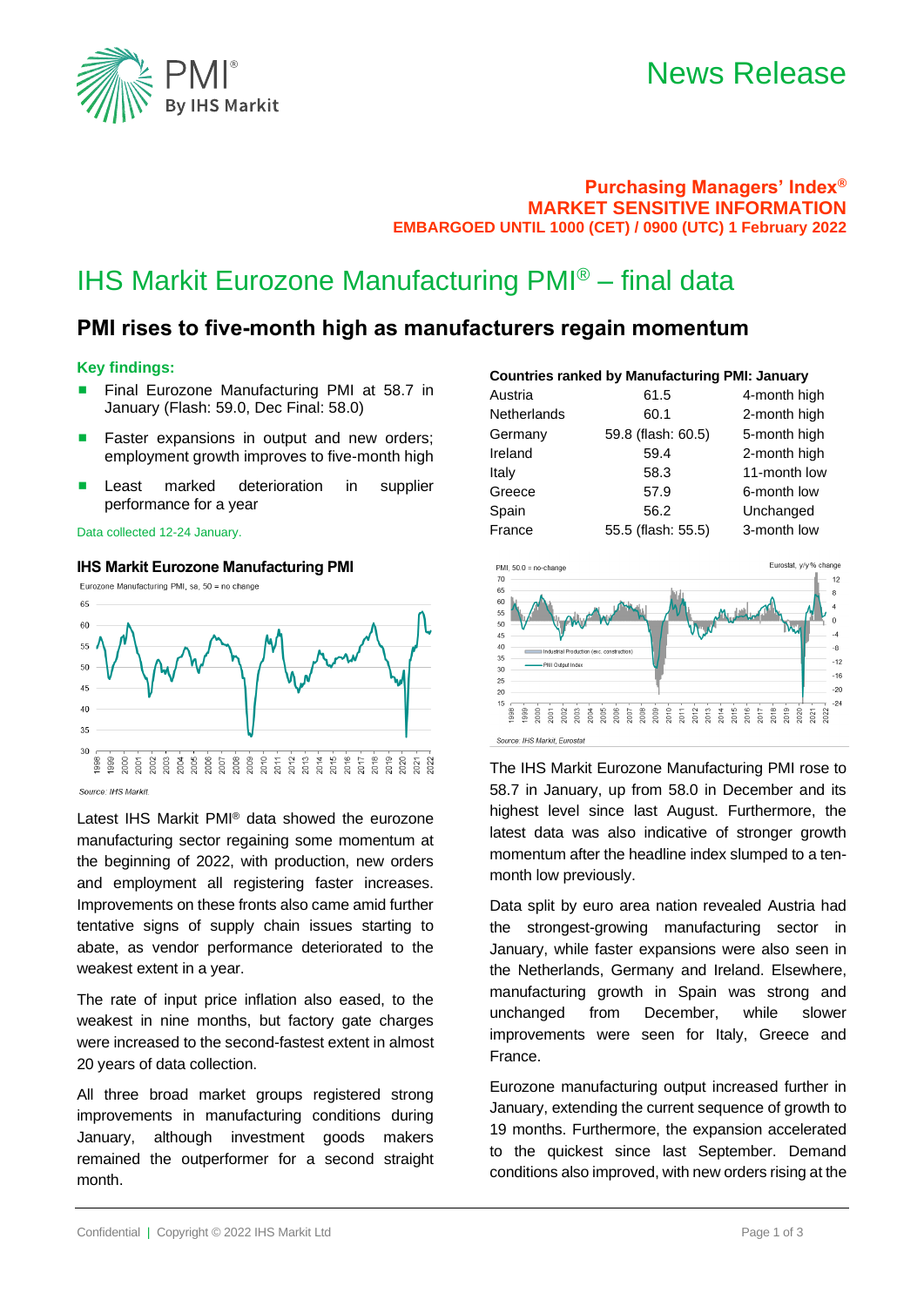# News Release

**Purchasing Managers' Index®**
**MARKET SENSITIVE INFORMATION**
**EMBARGOED UNTIL 1000 (CET) / 0900 (UTC) 1 February 2022**

# IHS Markit Eurozone Manufacturing PMI® – final data

## PMI rises to five-month high as manufacturers regain momentum

### Key findings:

- Final Eurozone Manufacturing PMI at 58.7 in January (Flash: 59.0, Dec Final: 58.0)
- Faster expansions in output and new orders; employment growth improves to five-month high
- Least marked deterioration in supplier performance for a year

Data collected 12-24 January.

**IHS Markit Eurozone Manufacturing PMI**

Source: IHS Markit.

Latest IHS Markit PMI® data showed the eurozone manufacturing sector regaining some momentum at the beginning of 2022, with production, new orders and employment all registering faster increases. Improvements on these fronts also came amid further tentative signs of supply chain issues starting to abate, as vendor performance deteriorated to the weakest extent in a year.

The rate of input price inflation also eased, to the weakest in nine months, but factory gate charges were increased to the second-fastest extent in almost 20 years of data collection.

All three broad market groups registered strong improvements in manufacturing conditions during January, although investment goods makers remained the outperformer for a second straight month.

**Countries ranked by Manufacturing PMI: January**

| | | |
|---|---|---|
| Austria | 61.5 | 4-month high |
| Netherlands | 60.1 | 2-month high |
| Germany | 59.8 (flash: 60.5) | 5-month high |
| Ireland | 59.4 | 2-month high |
| Italy | 58.3 | 11-month low |
| Greece | 57.9 | 6-month low |
| Spain | 56.2 | Unchanged |
| France | 55.5 (flash: 55.5) | 3-month low |

Source: IHS Markit, Eurostat

The IHS Markit Eurozone Manufacturing PMI rose to 58.7 in January, up from 58.0 in December and its highest level since last August. Furthermore, the latest data was also indicative of stronger growth momentum after the headline index slumped to a ten-month low previously.

Data split by euro area nation revealed Austria had the strongest-growing manufacturing sector in January, while faster expansions were also seen in the Netherlands, Germany and Ireland. Elsewhere, manufacturing growth in Spain was strong and unchanged from December, while slower improvements were seen for Italy, Greece and France.

Eurozone manufacturing output increased further in January, extending the current sequence of growth to 19 months. Furthermore, the expansion accelerated to the quickest since last September. Demand conditions also improved, with new orders rising at the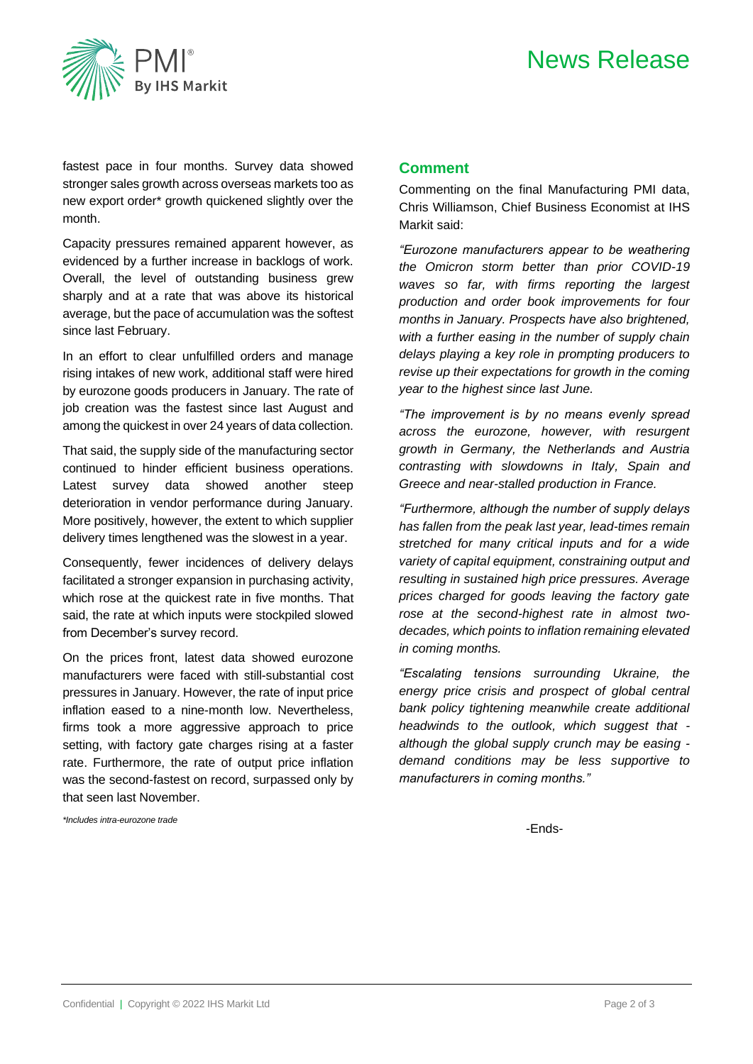fastest pace in four months. Survey data showed stronger sales growth across overseas markets too as new export order* growth quickened slightly over the month.

Capacity pressures remained apparent however, as evidenced by a further increase in backlogs of work. Overall, the level of outstanding business grew sharply and at a rate that was above its historical average, but the pace of accumulation was the softest since last February.

In an effort to clear unfulfilled orders and manage rising intakes of new work, additional staff were hired by eurozone goods producers in January. The rate of job creation was the fastest since last August and among the quickest in over 24 years of data collection.

That said, the supply side of the manufacturing sector continued to hinder efficient business operations. Latest survey data showed another steep deterioration in vendor performance during January. More positively, however, the extent to which supplier delivery times lengthened was the slowest in a year.

Consequently, fewer incidences of delivery delays facilitated a stronger expansion in purchasing activity, which rose at the quickest rate in five months. That said, the rate at which inputs were stockpiled slowed from December's survey record.

On the prices front, latest data showed eurozone manufacturers were faced with still-substantial cost pressures in January. However, the rate of input price inflation eased to a nine-month low. Nevertheless, firms took a more aggressive approach to price setting, with factory gate charges rising at a faster rate. Furthermore, the rate of output price inflation was the second-fastest on record, surpassed only by that seen last November.

*\*Includes intra-eurozone trade*

## Comment

Commenting on the final Manufacturing PMI data, Chris Williamson, Chief Business Economist at IHS Markit said:

*"Eurozone manufacturers appear to be weathering the Omicron storm better than prior COVID-19 waves so far, with firms reporting the largest production and order book improvements for four months in January. Prospects have also brightened, with a further easing in the number of supply chain delays playing a key role in prompting producers to revise up their expectations for growth in the coming year to the highest since last June.*

*"The improvement is by no means evenly spread across the eurozone, however, with resurgent growth in Germany, the Netherlands and Austria contrasting with slowdowns in Italy, Spain and Greece and near-stalled production in France.*

*"Furthermore, although the number of supply delays has fallen from the peak last year, lead-times remain stretched for many critical inputs and for a wide variety of capital equipment, constraining output and resulting in sustained high price pressures. Average prices charged for goods leaving the factory gate rose at the second-highest rate in almost two-decades, which points to inflation remaining elevated in coming months.*

*"Escalating tensions surrounding Ukraine, the energy price crisis and prospect of global central bank policy tightening meanwhile create additional headwinds to the outlook, which suggest that - although the global supply crunch may be easing - demand conditions may be less supportive to manufacturers in coming months."*

-Ends-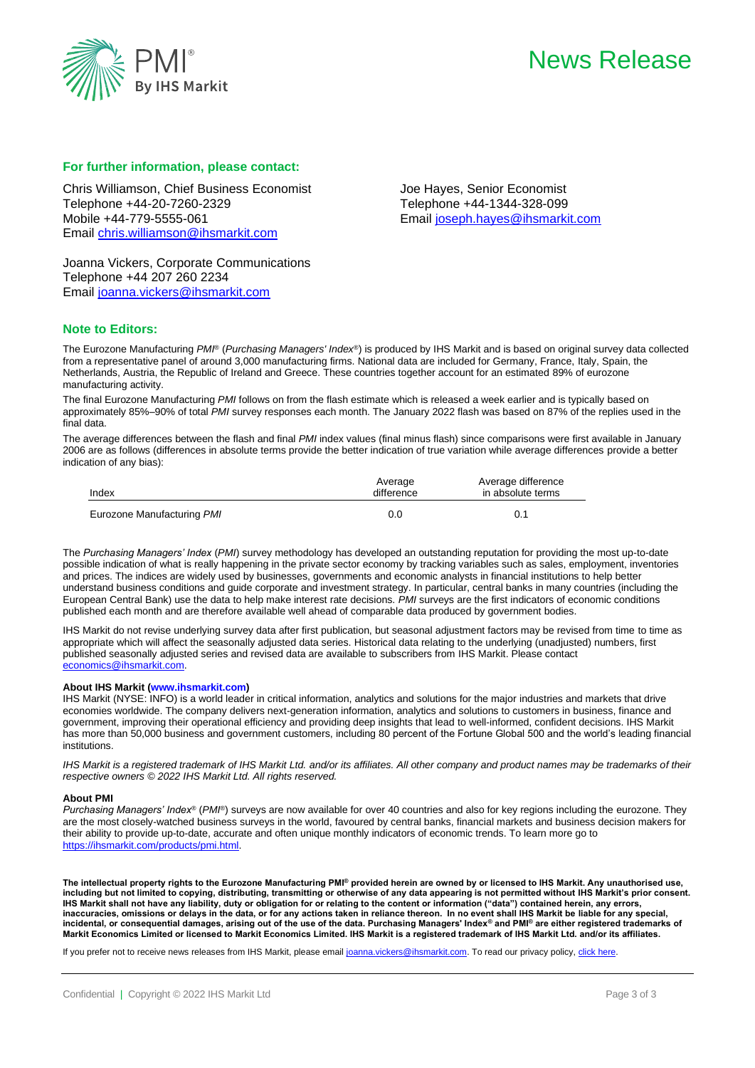News Release

## For further information, please contact:

Chris Williamson, Chief Business Economist
Telephone +44-20-7260-2329
Mobile +44-779-5555-061
Email chris.williamson@ihsmarkit.com

Joe Hayes, Senior Economist
Telephone +44-1344-328-099
Email joseph.hayes@ihsmarkit.com

Joanna Vickers, Corporate Communications
Telephone +44 207 260 2234
Email joanna.vickers@ihsmarkit.com

## Note to Editors:

The Eurozone Manufacturing *PMI*® (*Purchasing Managers' Index*®) is produced by IHS Markit and is based on original survey data collected from a representative panel of around 3,000 manufacturing firms. National data are included for Germany, France, Italy, Spain, the Netherlands, Austria, the Republic of Ireland and Greece. These countries together account for an estimated 89% of eurozone manufacturing activity.

The final Eurozone Manufacturing *PMI* follows on from the flash estimate which is released a week earlier and is typically based on approximately 85%–90% of total *PMI* survey responses each month. The January 2022 flash was based on 87% of the replies used in the final data.

The average differences between the flash and final *PMI* index values (final minus flash) since comparisons were first available in January 2006 are as follows (differences in absolute terms provide the better indication of true variation while average differences provide a better indication of any bias):

| Index | Average difference | Average difference in absolute terms |
|---|---|---|
| Eurozone Manufacturing *PMI* | 0.0 | 0.1 |

The *Purchasing Managers' Index* (*PMI*) survey methodology has developed an outstanding reputation for providing the most up-to-date possible indication of what is really happening in the private sector economy by tracking variables such as sales, employment, inventories and prices. The indices are widely used by businesses, governments and economic analysts in financial institutions to help better understand business conditions and guide corporate and investment strategy. In particular, central banks in many countries (including the European Central Bank) use the data to help make interest rate decisions. *PMI* surveys are the first indicators of economic conditions published each month and are therefore available well ahead of comparable data produced by government bodies.

IHS Markit do not revise underlying survey data after first publication, but seasonal adjustment factors may be revised from time to time as appropriate which will affect the seasonally adjusted data series. Historical data relating to the underlying (unadjusted) numbers, first published seasonally adjusted series and revised data are available to subscribers from IHS Markit. Please contact economics@ihsmarkit.com.

**About IHS Markit (www.ihsmarkit.com)**

IHS Markit (NYSE: INFO) is a world leader in critical information, analytics and solutions for the major industries and markets that drive economies worldwide. The company delivers next-generation information, analytics and solutions to customers in business, finance and government, improving their operational efficiency and providing deep insights that lead to well-informed, confident decisions. IHS Markit has more than 50,000 business and government customers, including 80 percent of the Fortune Global 500 and the world's leading financial institutions.

*IHS Markit is a registered trademark of IHS Markit Ltd. and/or its affiliates. All other company and product names may be trademarks of their respective owners © 2022 IHS Markit Ltd. All rights reserved.*

**About PMI**

*Purchasing Managers' Index*® (*PMI*®) surveys are now available for over 40 countries and also for key regions including the eurozone. They are the most closely-watched business surveys in the world, favoured by central banks, financial markets and business decision makers for their ability to provide up-to-date, accurate and often unique monthly indicators of economic trends. To learn more go to https://ihsmarkit.com/products/pmi.html.

**The intellectual property rights to the Eurozone Manufacturing PMI® provided herein are owned by or licensed to IHS Markit. Any unauthorised use, including but not limited to copying, distributing, transmitting or otherwise of any data appearing is not permitted without IHS Markit's prior consent. IHS Markit shall not have any liability, duty or obligation for or relating to the content or information ("data") contained herein, any errors, inaccuracies, omissions or delays in the data, or for any actions taken in reliance thereon. In no event shall IHS Markit be liable for any special, incidental, or consequential damages, arising out of the use of the data. Purchasing Managers' Index® and PMI® are either registered trademarks of Markit Economics Limited or licensed to Markit Economics Limited. IHS Markit is a registered trademark of IHS Markit Ltd. and/or its affiliates.**

If you prefer not to receive news releases from IHS Markit, please email joanna.vickers@ihsmarkit.com. To read our privacy policy, click here.